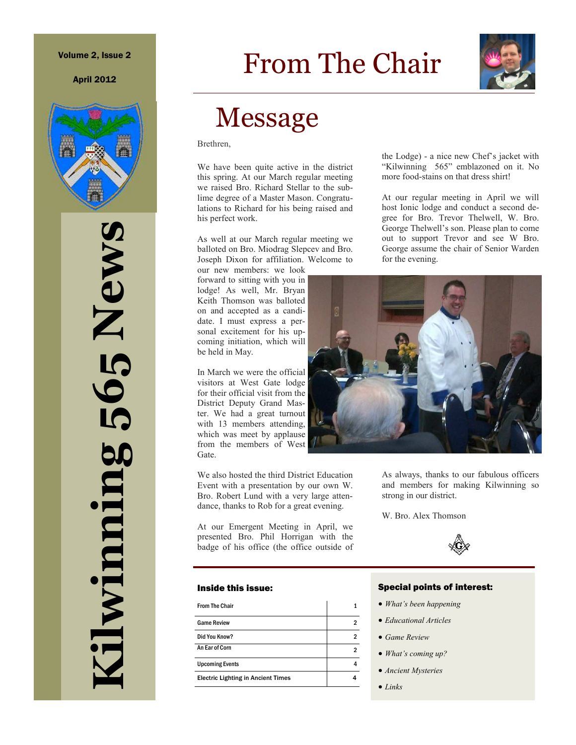# Kilwinning 565 News

Volume 2, Issue 2

April 2012

# From The Chair

## Message

Brethren,

We have been quite active in the district this spring. At our March regular meeting we raised Bro. Richard Stellar to the sublime degree of a Master Mason. Congratulations to Richard for his being raised and his perfect work.

As well at our March regular meeting we balloted on Bro. Miodrag Slepcev and Bro. Joseph Dixon for affiliation. Welcome to our new members: we look forward to sitting with you in lodge! As well, Mr. Bryan Keith Thomson was balloted on and accepted as a candidate. I must express a personal excitement for his upcoming initiation, which will be held in May.

In March we were the official visitors at West Gate lodge for their official visit from the District Deputy Grand Master. We had a great turnout with 13 members attending, which was meet by applause from the members of West Gate.

We also hosted the third District Education Event with a presentation by our own W. Bro. Robert Lund with a very large attendance, thanks to Rob for a great evening.

At our Emergent Meeting in April, we presented Bro. Phil Horrigan with the badge of his office (the office outside of the Lodge) - a nice new Chef's jacket with "Kilwinning 565" emblazoned on it. No more food-stains on that dress shirt!

At our regular meeting in April we will host Ionic lodge and conduct a second degree for Bro. Trevor Thelwell, W. Bro. George Thelwell's son. Please plan to come out to support Trevor and see W Bro. George assume the chair of Senior Warden for the evening.

As always, thanks to our fabulous officers and members for making Kilwinning so strong in our district.

W. Bro. Alex Thomson

### Inside this issue:

| | |
|---|---|
| From The Chair | 1 |
| Game Review | 2 |
| Did You Know? | 2 |
| An Ear of Corn | 2 |
| Upcoming Events | 4 |
| Electric Lighting in Ancient Times | 4 |

### Special points of interest:

- *What's been happening*
- *Educational Articles*
- *Game Review*
- *What's coming up?*
- *Ancient Mysteries*
- *Links*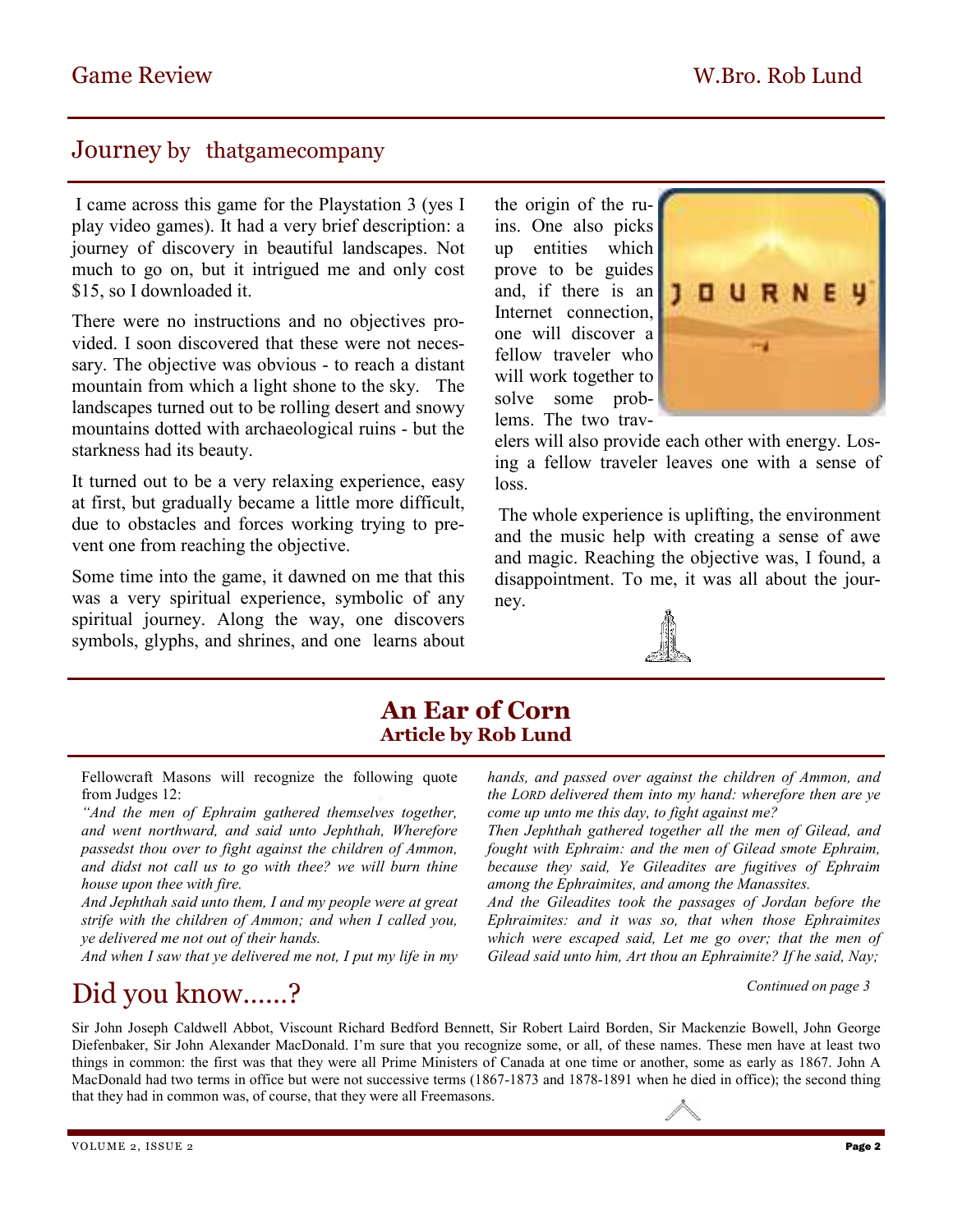# Game Review

W.Bro. Rob Lund

## Journey by thatgamecompany

I came across this game for the Playstation 3 (yes I play video games). It had a very brief description: a journey of discovery in beautiful landscapes. Not much to go on, but it intrigued me and only cost $15, so I downloaded it.

There were no instructions and no objectives provided. I soon discovered that these were not necessary. The objective was obvious - to reach a distant mountain from which a light shone to the sky. The landscapes turned out to be rolling desert and snowy mountains dotted with archaeological ruins - but the starkness had its beauty.

It turned out to be a very relaxing experience, easy at first, but gradually became a little more difficult, due to obstacles and forces working trying to prevent one from reaching the objective.

Some time into the game, it dawned on me that this was a very spiritual experience, symbolic of any spiritual journey. Along the way, one discovers symbols, glyphs, and shrines, and one learns about the origin of the ruins. One also picks up entities which prove to be guides and, if there is an Internet connection, one will discover a fellow traveler who will work together to solve some problems. The two travelers will also provide each other with energy. Losing a fellow traveler leaves one with a sense of loss.

The whole experience is uplifting, the environment and the music help with creating a sense of awe and magic. Reaching the objective was, I found, a disappointment. To me, it was all about the journey.

## An Ear of Corn
### Article by Rob Lund

Fellowcraft Masons will recognize the following quote from Judges 12:

*"And the men of Ephraim gathered themselves together, and went northward, and said unto Jephthah, Wherefore passedst thou over to fight against the children of Ammon, and didst not call us to go with thee? we will burn thine house upon thee with fire.*

*And Jephthah said unto them, I and my people were at great strife with the children of Ammon; and when I called you, ye delivered me not out of their hands.*

*And when I saw that ye delivered me not, I put my life in my hands, and passed over against the children of Ammon, and the LORD delivered them into my hand: wherefore then are ye come up unto me this day, to fight against me?*

*Then Jephthah gathered together all the men of Gilead, and fought with Ephraim: and the men of Gilead smote Ephraim, because they said, Ye Gileadites are fugitives of Ephraim among the Ephraimites, and among the Manassites.*

*And the Gileadites took the passages of Jordan before the Ephraimites: and it was so, that when those Ephraimites which were escaped said, Let me go over; that the men of Gilead said unto him, Art thou an Ephraimite? If he said, Nay;*

*Continued on page 3*

# Did you know......?

Sir John Joseph Caldwell Abbot, Viscount Richard Bedford Bennett, Sir Robert Laird Borden, Sir Mackenzie Bowell, John George Diefenbaker, Sir John Alexander MacDonald. I'm sure that you recognize some, or all, of these names. These men have at least two things in common: the first was that they were all Prime Ministers of Canada at one time or another, some as early as 1867. John A MacDonald had two terms in office but were not successive terms (1867-1873 and 1878-1891 when he died in office); the second thing that they had in common was, of course, that they were all Freemasons.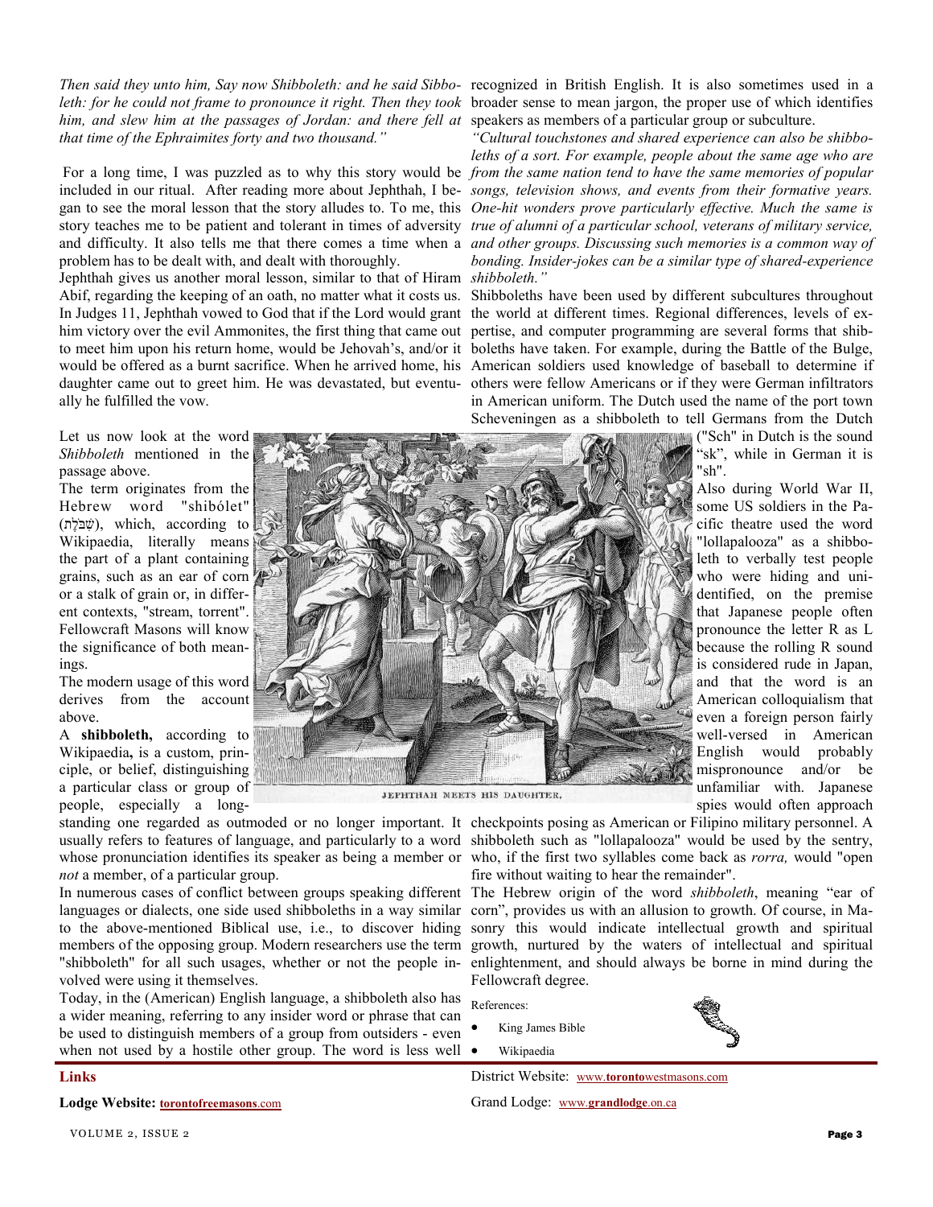*Then said they unto him, Say now Shibboleth: and he said Sibboleth: for he could not frame to pronounce it right. Then they took him, and slew him at the passages of Jordan: and there fell at that time of the Ephraimites forty and two thousand."*

For a long time, I was puzzled as to why this story would be included in our ritual. After reading more about Jephthah, I began to see the moral lesson that the story alludes to. To me, this story teaches me to be patient and tolerant in times of adversity and difficulty. It also tells me that there comes a time when a problem has to be dealt with, and dealt with thoroughly.

Jephthah gives us another moral lesson, similar to that of Hiram Abif, regarding the keeping of an oath, no matter what it costs us. In Judges 11, Jephthah vowed to God that if the Lord would grant him victory over the evil Ammonites, the first thing that came out to meet him upon his return home, would be Jehovah's, and/or it would be offered as a burnt sacrifice. When he arrived home, his daughter came out to greet him. He was devastated, but eventually he fulfilled the vow.

Let us now look at the word *Shibboleth* mentioned in the passage above.

The term originates from the Hebrew word "shibólet" (שִׁבֹּלֶת), which, according to Wikipaedia, literally means the part of a plant containing grains, such as an ear of corn or a stalk of grain or, in different contexts, "stream, torrent". Fellowcraft Masons will know the significance of both meanings.

The modern usage of this word derives from the account above.

A **shibboleth,** according to Wikipaedia**,** is a custom, principle, or belief, distinguishing a particular class or group of people, especially a long-standing one regarded as outmoded or no longer important. It usually refers to features of language, and particularly to a word whose pronunciation identifies its speaker as being a member or *not* a member, of a particular group.

JEPHTHAH MEETS HIS DAUGHTER.

In numerous cases of conflict between groups speaking different languages or dialects, one side used shibboleths in a way similar to the above-mentioned Biblical use, i.e., to discover hiding members of the opposing group. Modern researchers use the term "shibboleth" for all such usages, whether or not the people involved were using it themselves.

Today, in the (American) English language, a shibboleth also has a wider meaning, referring to any insider word or phrase that can be used to distinguish members of a group from outsiders - even when not used by a hostile other group. The word is less well recognized in British English. It is also sometimes used in a broader sense to mean jargon, the proper use of which identifies speakers as members of a particular group or subculture.

*"Cultural touchstones and shared experience can also be shibboleths of a sort. For example, people about the same age who are from the same nation tend to have the same memories of popular songs, television shows, and events from their formative years. One-hit wonders prove particularly effective. Much the same is true of alumni of a particular school, veterans of military service, and other groups. Discussing such memories is a common way of bonding. Insider-jokes can be a similar type of shared-experience shibboleth."*

Shibboleths have been used by different subcultures throughout the world at different times. Regional differences, levels of expertise, and computer programming are several forms that shibboleths have taken. For example, during the Battle of the Bulge, American soldiers used knowledge of baseball to determine if others were fellow Americans or if they were German infiltrators in American uniform. The Dutch used the name of the port town Scheveningen as a shibboleth to tell Germans from the Dutch ("Sch" in Dutch is the sound "sk", while in German it is "sh".

Also during World War II, some US soldiers in the Pacific theatre used the word "lollapalooza" as a shibboleth to verbally test people who were hiding and unidentified, on the premise that Japanese people often pronounce the letter R as L because the rolling R sound is considered rude in Japan, and that the word is an American colloquialism that even a foreign person fairly well-versed in American English would probably mispronounce and/or be unfamiliar with. Japanese spies would often approach checkpoints posing as American or Filipino military personnel. A shibboleth such as "lollapalooza" would be used by the sentry, who, if the first two syllables come back as *rorra,* would "open fire without waiting to hear the remainder".

The Hebrew origin of the word *shibboleth*, meaning "ear of corn", provides us with an allusion to growth. Of course, in Masonry this would indicate intellectual growth and spiritual growth, nurtured by the waters of intellectual and spiritual enlightenment, and should always be borne in mind during the Fellowcraft degree.

References:

- King James Bible
- Wikipaedia

## Links

**Lodge Website:** torontofreemasons.com

District Website: www.torontowestmasons.com

Grand Lodge: www.grandlodge.on.ca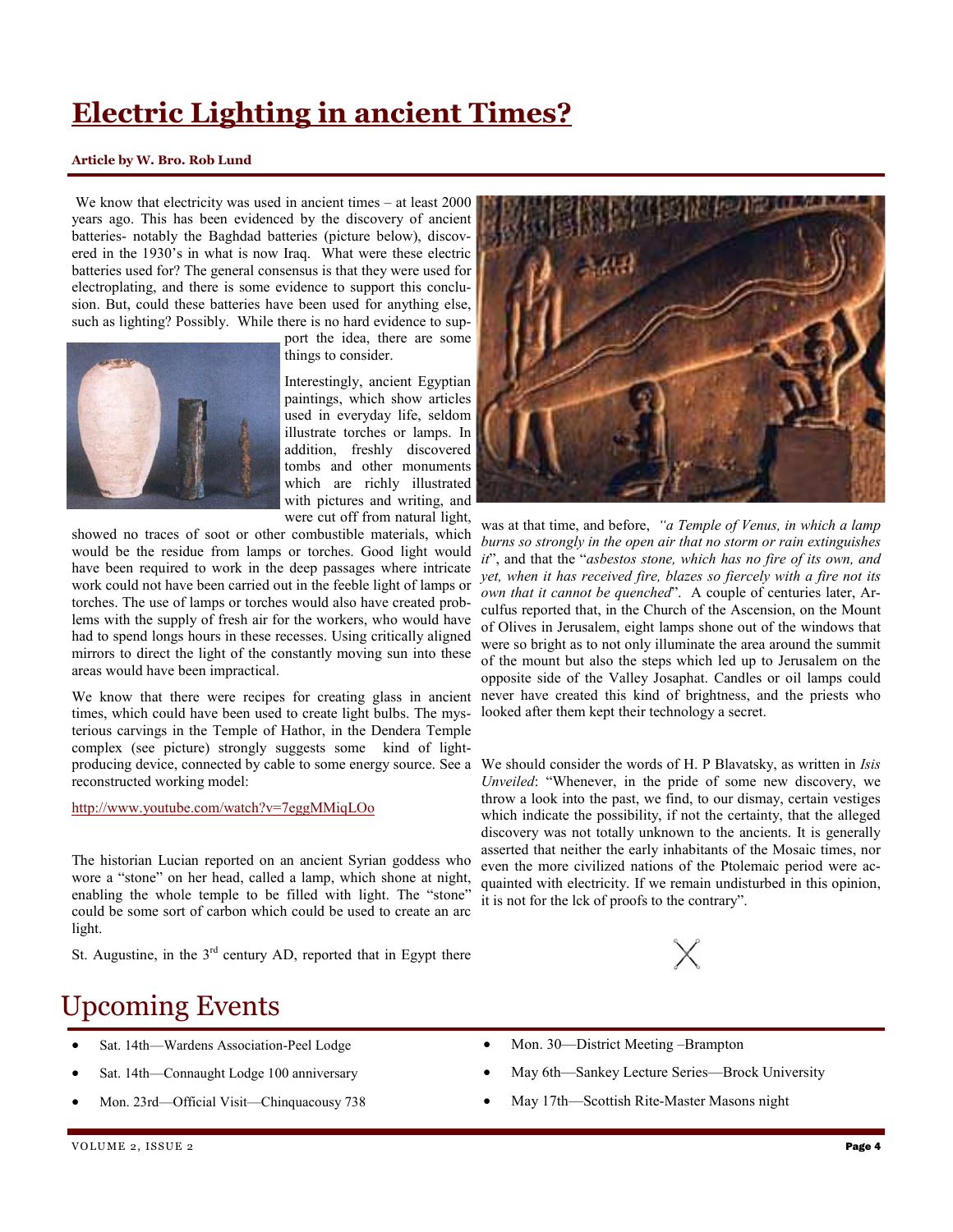# Electric Lighting in ancient Times?

**Article by W. Bro. Rob Lund**

We know that electricity was used in ancient times – at least 2000 years ago. This has been evidenced by the discovery of ancient batteries- notably the Baghdad batteries (picture below), discovered in the 1930's in what is now Iraq. What were these electric batteries used for? The general consensus is that they were used for electroplating, and there is some evidence to support this conclusion. But, could these batteries have been used for anything else, such as lighting? Possibly. While there is no hard evidence to support the idea, there are some things to consider.

Interestingly, ancient Egyptian paintings, which show articles used in everyday life, seldom illustrate torches or lamps. In addition, freshly discovered tombs and other monuments which are richly illustrated with pictures and writing, and were cut off from natural light, showed no traces of soot or other combustible materials, which would be the residue from lamps or torches. Good light would have been required to work in the deep passages where intricate work could not have been carried out in the feeble light of lamps or torches. The use of lamps or torches would also have created problems with the supply of fresh air for the workers, who would have had to spend longs hours in these recesses. Using critically aligned mirrors to direct the light of the constantly moving sun into these areas would have been impractical.

We know that there were recipes for creating glass in ancient times, which could have been used to create light bulbs. The mysterious carvings in the Temple of Hathor, in the Dendera Temple complex (see picture) strongly suggests some kind of light-producing device, connected by cable to some energy source. See a reconstructed working model:

http://www.youtube.com/watch?v=7eggMMiqLOo

The historian Lucian reported on an ancient Syrian goddess who wore a "stone" on her head, called a lamp, which shone at night, enabling the whole temple to be filled with light. The "stone" could be some sort of carbon which could be used to create an arc light.

St. Augustine, in the 3rd century AD, reported that in Egypt there was at that time, and before, *"a Temple of Venus, in which a lamp burns so strongly in the open air that no storm or rain extinguishes it*", and that the "*asbestos stone, which has no fire of its own, and yet, when it has received fire, blazes so fiercely with a fire not its own that it cannot be quenched*". A couple of centuries later, Arculfus reported that, in the Church of the Ascension, on the Mount of Olives in Jerusalem, eight lamps shone out of the windows that were so bright as to not only illuminate the area around the summit of the mount but also the steps which led up to Jerusalem on the opposite side of the Valley Josaphat. Candles or oil lamps could never have created this kind of brightness, and the priests who looked after them kept their technology a secret.

We should consider the words of H. P Blavatsky, as written in *Isis Unveiled*: "Whenever, in the pride of some new discovery, we throw a look into the past, we find, to our dismay, certain vestiges which indicate the possibility, if not the certainty, that the alleged discovery was not totally unknown to the ancients. It is generally asserted that neither the early inhabitants of the Mosaic times, nor even the more civilized nations of the Ptolemaic period were acquainted with electricity. If we remain undisturbed in this opinion, it is not for the lck of proofs to the contrary".

# Upcoming Events

- Sat. 14th—Wardens Association-Peel Lodge
- Sat. 14th—Connaught Lodge 100 anniversary
- Mon. 23rd—Official Visit—Chinquacousy 738
- Mon. 30—District Meeting –Brampton
- May 6th—Sankey Lecture Series—Brock University
- May 17th—Scottish Rite-Master Masons night